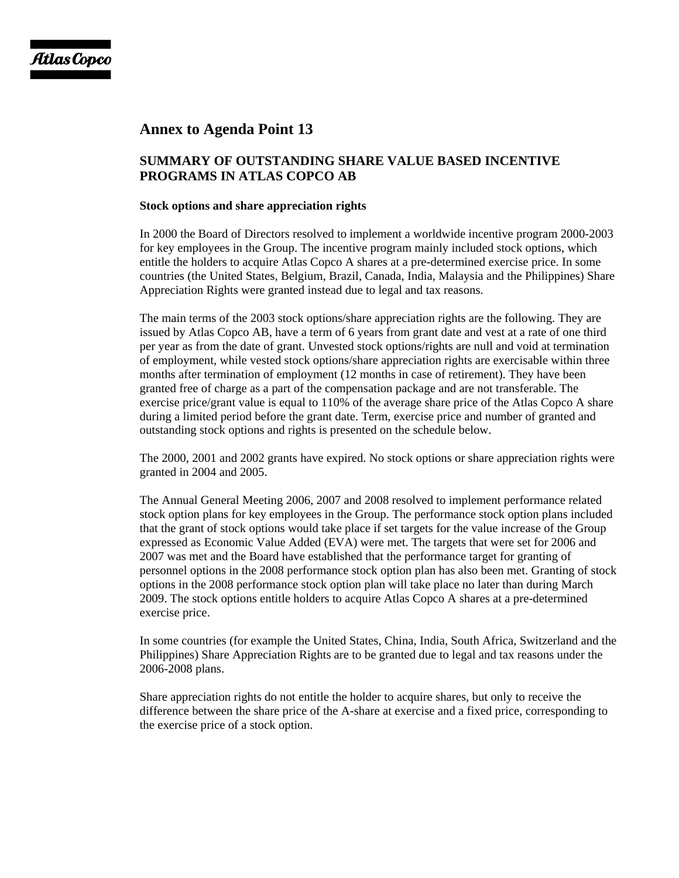## Annex to Agenda Point 13

### SUMMARY OF OUTSTANDING SHARE VALUE BASED INCENTIVE PROGRAMS IN ATLAS COPCO AB

**Stock options and share appreciation rights**

In 2000 the Board of Directors resolved to implement a worldwide incentive program 2000-2003 for key employees in the Group. The incentive program mainly included stock options, which entitle the holders to acquire Atlas Copco A shares at a pre-determined exercise price. In some countries (the United States, Belgium, Brazil, Canada, India, Malaysia and the Philippines) Share Appreciation Rights were granted instead due to legal and tax reasons.

The main terms of the 2003 stock options/share appreciation rights are the following. They are issued by Atlas Copco AB, have a term of 6 years from grant date and vest at a rate of one third per year as from the date of grant. Unvested stock options/rights are null and void at termination of employment, while vested stock options/share appreciation rights are exercisable within three months after termination of employment (12 months in case of retirement). They have been granted free of charge as a part of the compensation package and are not transferable. The exercise price/grant value is equal to 110% of the average share price of the Atlas Copco A share during a limited period before the grant date. Term, exercise price and number of granted and outstanding stock options and rights is presented on the schedule below.

The 2000, 2001 and 2002 grants have expired. No stock options or share appreciation rights were granted in 2004 and 2005.

The Annual General Meeting 2006, 2007 and 2008 resolved to implement performance related stock option plans for key employees in the Group. The performance stock option plans included that the grant of stock options would take place if set targets for the value increase of the Group expressed as Economic Value Added (EVA) were met. The targets that were set for 2006 and 2007 was met and the Board have established that the performance target for granting of personnel options in the 2008 performance stock option plan has also been met. Granting of stock options in the 2008 performance stock option plan will take place no later than during March 2009. The stock options entitle holders to acquire Atlas Copco A shares at a pre-determined exercise price.

In some countries (for example the United States, China, India, South Africa, Switzerland and the Philippines) Share Appreciation Rights are to be granted due to legal and tax reasons under the 2006-2008 plans.

Share appreciation rights do not entitle the holder to acquire shares, but only to receive the difference between the share price of the A-share at exercise and a fixed price, corresponding to the exercise price of a stock option.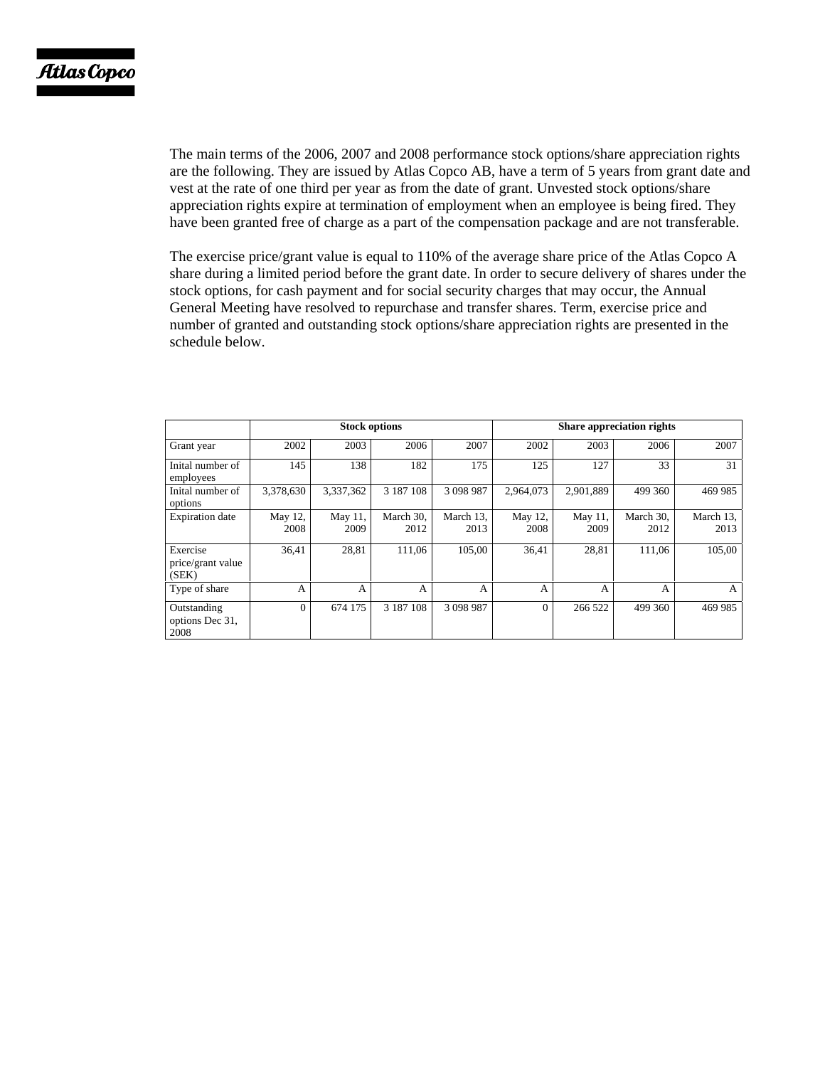The main terms of the 2006, 2007 and 2008 performance stock options/share appreciation rights are the following. They are issued by Atlas Copco AB, have a term of 5 years from grant date and vest at the rate of one third per year as from the date of grant. Unvested stock options/share appreciation rights expire at termination of employment when an employee is being fired. They have been granted free of charge as a part of the compensation package and are not transferable.

The exercise price/grant value is equal to 110% of the average share price of the Atlas Copco A share during a limited period before the grant date. In order to secure delivery of shares under the stock options, for cash payment and for social security charges that may occur, the Annual General Meeting have resolved to repurchase and transfer shares. Term, exercise price and number of granted and outstanding stock options/share appreciation rights are presented in the schedule below.

| | **Stock options** | | | | **Share appreciation rights** | | | |
|---|---|---|---|---|---|---|---|---|
| Grant year | 2002 | 2003 | 2006 | 2007 | 2002 | 2003 | 2006 | 2007 |
| Inital number of employees | 145 | 138 | 182 | 175 | 125 | 127 | 33 | 31 |
| Inital number of options | 3,378,630 | 3,337,362 | 3 187 108 | 3 098 987 | 2,964,073 | 2,901,889 | 499 360 | 469 985 |
| Expiration date | May 12, 2008 | May 11, 2009 | March 30, 2012 | March 13, 2013 | May 12, 2008 | May 11, 2009 | March 30, 2012 | March 13, 2013 |
| Exercise price/grant value (SEK) | 36,41 | 28,81 | 111,06 | 105,00 | 36,41 | 28,81 | 111,06 | 105,00 |
| Type of share | A | A | A | A | A | A | A | A |
| Outstanding options Dec 31, 2008 | 0 | 674 175 | 3 187 108 | 3 098 987 | 0 | 266 522 | 499 360 | 469 985 |